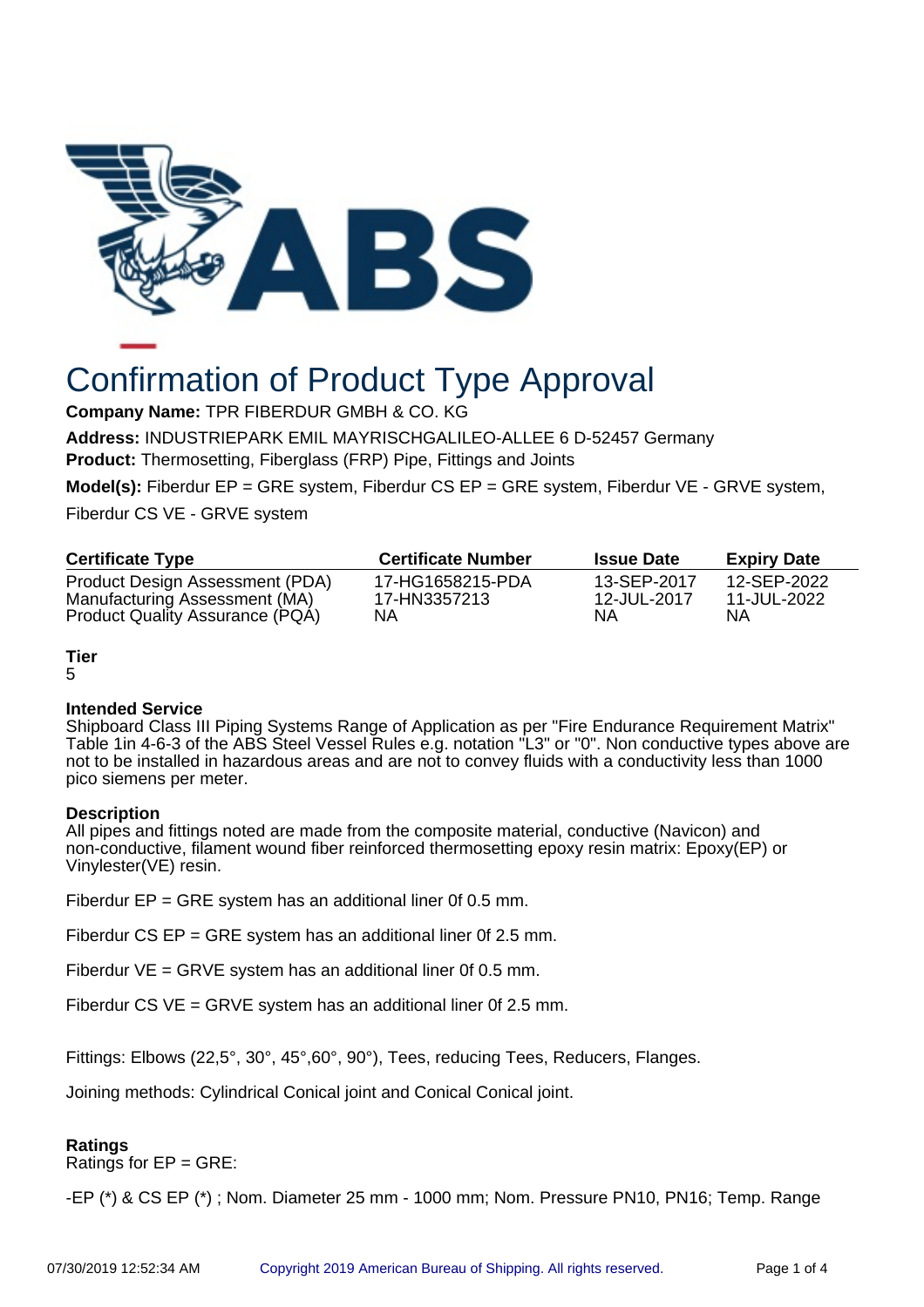# Confirmation of Product Type Approval

**Company Name:** TPR FIBERDUR GMBH & CO. KG

**Address:** INDUSTRIEPARK EMIL MAYRISCHGALILEO-ALLEE 6 D-52457 Germany

**Product:** Thermosetting, Fiberglass (FRP) Pipe, Fittings and Joints

**Model(s):** Fiberdur EP = GRE system, Fiberdur CS EP = GRE system, Fiberdur VE - GRVE system, Fiberdur CS VE - GRVE system

| Certificate Type | Certificate Number | Issue Date | Expiry Date |
| --- | --- | --- | --- |
| Product Design Assessment (PDA) | 17-HG1658215-PDA | 13-SEP-2017 | 12-SEP-2022 |
| Manufacturing Assessment (MA) | 17-HN3357213 | 12-JUL-2017 | 11-JUL-2022 |
| Product Quality Assurance (PQA) | NA | NA | NA |

**Tier**
5

**Intended Service**
Shipboard Class III Piping Systems Range of Application as per "Fire Endurance Requirement Matrix" Table 1in 4-6-3 of the ABS Steel Vessel Rules e.g. notation "L3" or "0". Non conductive types above are not to be installed in hazardous areas and are not to convey fluids with a conductivity less than 1000 pico siemens per meter.

**Description**
All pipes and fittings noted are made from the composite material, conductive (Navicon) and non-conductive, filament wound fiber reinforced thermosetting epoxy resin matrix: Epoxy(EP) or Vinylester(VE) resin.

Fiberdur EP = GRE system has an additional liner 0f 0.5 mm.

Fiberdur CS EP = GRE system has an additional liner 0f 2.5 mm.

Fiberdur VE = GRVE system has an additional liner 0f 0.5 mm.

Fiberdur CS VE = GRVE system has an additional liner 0f 2.5 mm.

Fittings: Elbows (22,5°, 30°, 45°,60°, 90°), Tees, reducing Tees, Reducers, Flanges.

Joining methods: Cylindrical Conical joint and Conical Conical joint.

**Ratings**
Ratings for EP = GRE:

-EP (*) & CS EP (*) ; Nom. Diameter 25 mm - 1000 mm; Nom. Pressure PN10, PN16; Temp. Range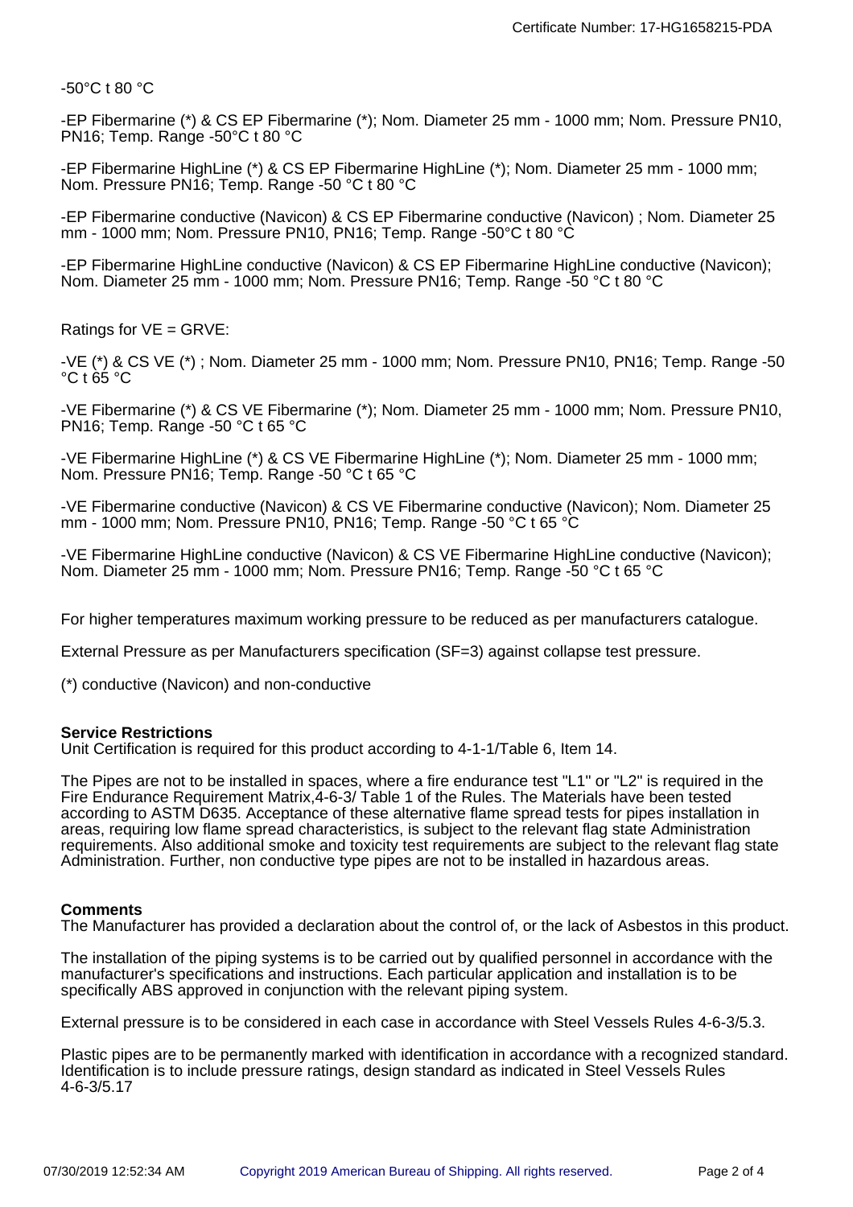-50°C t 80 °C

-EP Fibermarine (*) & CS EP Fibermarine (*); Nom. Diameter 25 mm - 1000 mm; Nom. Pressure PN10, PN16; Temp. Range -50°C t 80 °C

-EP Fibermarine HighLine (*) & CS EP Fibermarine HighLine (*); Nom. Diameter 25 mm - 1000 mm; Nom. Pressure PN16; Temp. Range -50 °C t 80 °C

-EP Fibermarine conductive (Navicon) & CS EP Fibermarine conductive (Navicon) ; Nom. Diameter 25 mm - 1000 mm; Nom. Pressure PN10, PN16; Temp. Range -50°C t 80 °C

-EP Fibermarine HighLine conductive (Navicon) & CS EP Fibermarine HighLine conductive (Navicon); Nom. Diameter 25 mm - 1000 mm; Nom. Pressure PN16; Temp. Range -50 °C t 80 °C

Ratings for VE = GRVE:

-VE (*) & CS VE (*) ; Nom. Diameter 25 mm - 1000 mm; Nom. Pressure PN10, PN16; Temp. Range -50 °C t 65 °C

-VE Fibermarine (*) & CS VE Fibermarine (*); Nom. Diameter 25 mm - 1000 mm; Nom. Pressure PN10, PN16; Temp. Range -50 °C t 65 °C

-VE Fibermarine HighLine (*) & CS VE Fibermarine HighLine (*); Nom. Diameter 25 mm - 1000 mm; Nom. Pressure PN16; Temp. Range -50 °C t 65 °C

-VE Fibermarine conductive (Navicon) & CS VE Fibermarine conductive (Navicon); Nom. Diameter 25 mm - 1000 mm; Nom. Pressure PN10, PN16; Temp. Range -50 °C t 65 °C

-VE Fibermarine HighLine conductive (Navicon) & CS VE Fibermarine HighLine conductive (Navicon); Nom. Diameter 25 mm - 1000 mm; Nom. Pressure PN16; Temp. Range -50 °C t 65 °C

For higher temperatures maximum working pressure to be reduced as per manufacturers catalogue.

External Pressure as per Manufacturers specification (SF=3) against collapse test pressure.

(*) conductive (Navicon) and non-conductive

**Service Restrictions**

Unit Certification is required for this product according to 4-1-1/Table 6, Item 14.

The Pipes are not to be installed in spaces, where a fire endurance test "L1" or "L2" is required in the Fire Endurance Requirement Matrix,4-6-3/ Table 1 of the Rules. The Materials have been tested according to ASTM D635. Acceptance of these alternative flame spread tests for pipes installation in areas, requiring low flame spread characteristics, is subject to the relevant flag state Administration requirements. Also additional smoke and toxicity test requirements are subject to the relevant flag state Administration. Further, non conductive type pipes are not to be installed in hazardous areas.

**Comments**

The Manufacturer has provided a declaration about the control of, or the lack of Asbestos in this product.

The installation of the piping systems is to be carried out by qualified personnel in accordance with the manufacturer's specifications and instructions. Each particular application and installation is to be specifically ABS approved in conjunction with the relevant piping system.

External pressure is to be considered in each case in accordance with Steel Vessels Rules 4-6-3/5.3.

Plastic pipes are to be permanently marked with identification in accordance with a recognized standard. Identification is to include pressure ratings, design standard as indicated in Steel Vessels Rules 4-6-3/5.17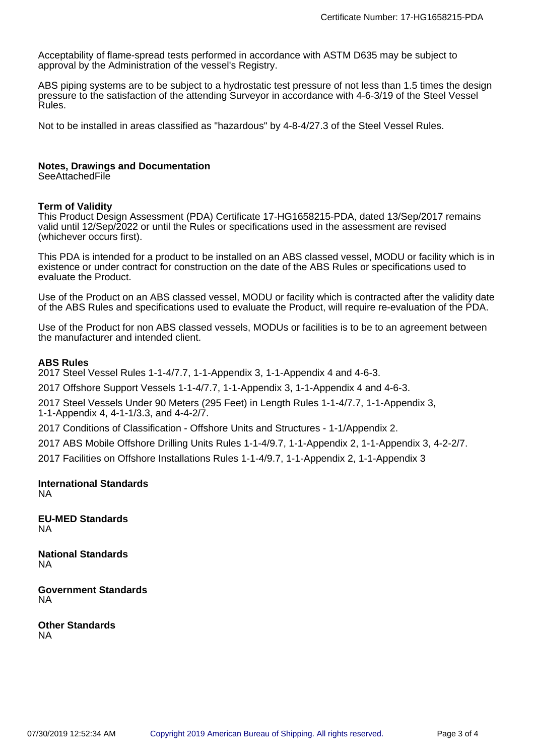Acceptability of flame-spread tests performed in accordance with ASTM D635 may be subject to approval by the Administration of the vessel's Registry.

ABS piping systems are to be subject to a hydrostatic test pressure of not less than 1.5 times the design pressure to the satisfaction of the attending Surveyor in accordance with 4-6-3/19 of the Steel Vessel Rules.

Not to be installed in areas classified as "hazardous" by 4-8-4/27.3 of the Steel Vessel Rules.

**Notes, Drawings and Documentation**
SeeAttachedFile

**Term of Validity**
This Product Design Assessment (PDA) Certificate 17-HG1658215-PDA, dated 13/Sep/2017 remains valid until 12/Sep/2022 or until the Rules or specifications used in the assessment are revised (whichever occurs first).

This PDA is intended for a product to be installed on an ABS classed vessel, MODU or facility which is in existence or under contract for construction on the date of the ABS Rules or specifications used to evaluate the Product.

Use of the Product on an ABS classed vessel, MODU or facility which is contracted after the validity date of the ABS Rules and specifications used to evaluate the Product, will require re-evaluation of the PDA.

Use of the Product for non ABS classed vessels, MODUs or facilities is to be to an agreement between the manufacturer and intended client.

**ABS Rules**
2017 Steel Vessel Rules 1-1-4/7.7, 1-1-Appendix 3, 1-1-Appendix 4 and 4-6-3.

2017 Offshore Support Vessels 1-1-4/7.7, 1-1-Appendix 3, 1-1-Appendix 4 and 4-6-3.

2017 Steel Vessels Under 90 Meters (295 Feet) in Length Rules 1-1-4/7.7, 1-1-Appendix 3, 1-1-Appendix 4, 4-1-1/3.3, and 4-4-2/7.

2017 Conditions of Classification - Offshore Units and Structures - 1-1/Appendix 2.

2017 ABS Mobile Offshore Drilling Units Rules 1-1-4/9.7, 1-1-Appendix 2, 1-1-Appendix 3, 4-2-2/7.

2017 Facilities on Offshore Installations Rules 1-1-4/9.7, 1-1-Appendix 2, 1-1-Appendix 3

**International Standards**
NA

**EU-MED Standards**
NA

**National Standards**
NA

**Government Standards**
NA

**Other Standards**
NA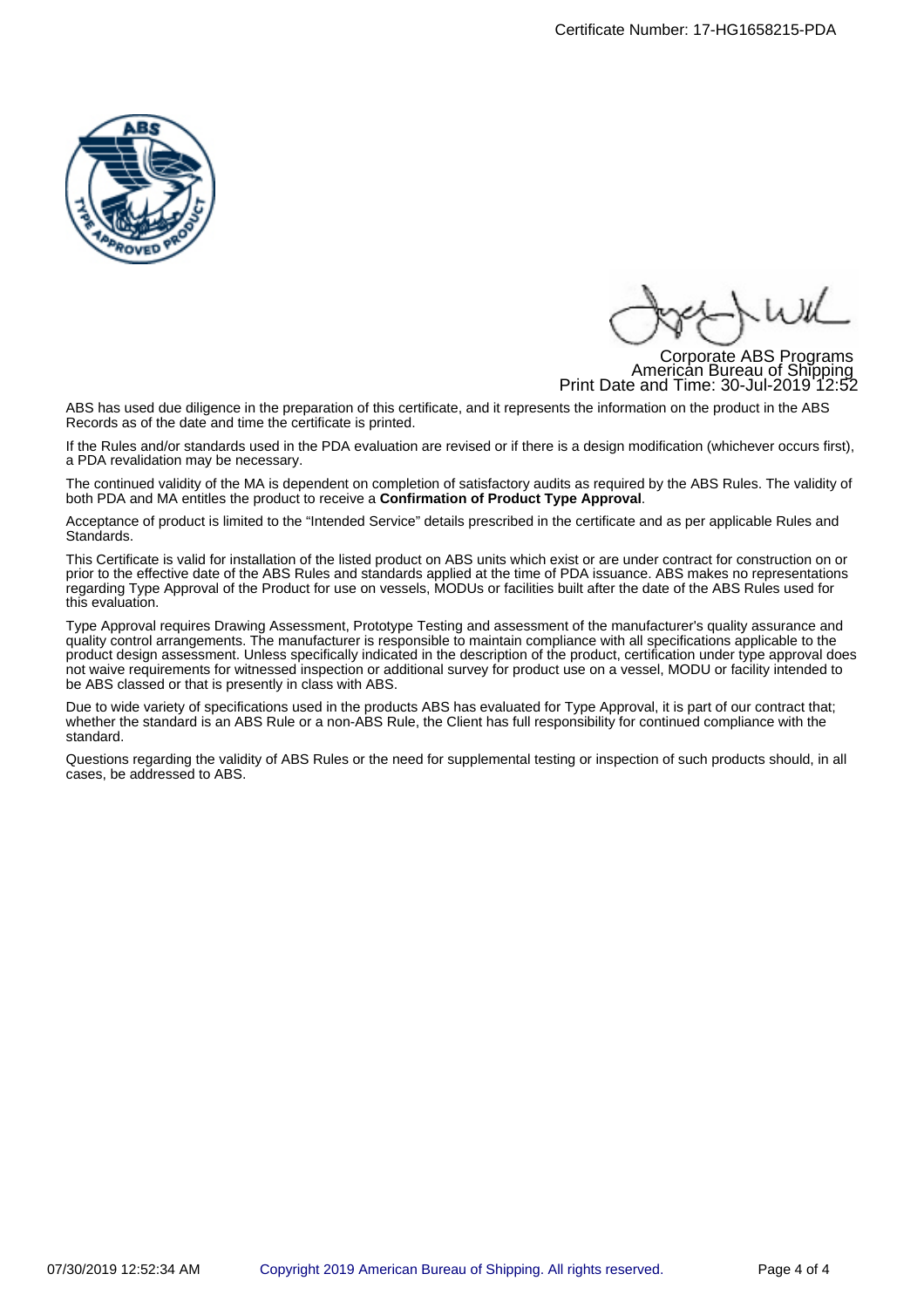Certificate Number: 17-HG1658215-PDA

Corporate ABS Programs
American Bureau of Shipping
Print Date and Time: 30-Jul-2019 12:52

ABS has used due diligence in the preparation of this certificate, and it represents the information on the product in the ABS Records as of the date and time the certificate is printed.

If the Rules and/or standards used in the PDA evaluation are revised or if there is a design modification (whichever occurs first), a PDA revalidation may be necessary.

The continued validity of the MA is dependent on completion of satisfactory audits as required by the ABS Rules. The validity of both PDA and MA entitles the product to receive a **Confirmation of Product Type Approval**.

Acceptance of product is limited to the "Intended Service" details prescribed in the certificate and as per applicable Rules and Standards.

This Certificate is valid for installation of the listed product on ABS units which exist or are under contract for construction on or prior to the effective date of the ABS Rules and standards applied at the time of PDA issuance. ABS makes no representations regarding Type Approval of the Product for use on vessels, MODUs or facilities built after the date of the ABS Rules used for this evaluation.

Type Approval requires Drawing Assessment, Prototype Testing and assessment of the manufacturer's quality assurance and quality control arrangements. The manufacturer is responsible to maintain compliance with all specifications applicable to the product design assessment. Unless specifically indicated in the description of the product, certification under type approval does not waive requirements for witnessed inspection or additional survey for product use on a vessel, MODU or facility intended to be ABS classed or that is presently in class with ABS.

Due to wide variety of specifications used in the products ABS has evaluated for Type Approval, it is part of our contract that; whether the standard is an ABS Rule or a non-ABS Rule, the Client has full responsibility for continued compliance with the standard.

Questions regarding the validity of ABS Rules or the need for supplemental testing or inspection of such products should, in all cases, be addressed to ABS.

07/30/2019 12:52:34 AM Copyright 2019 American Bureau of Shipping. All rights reserved.